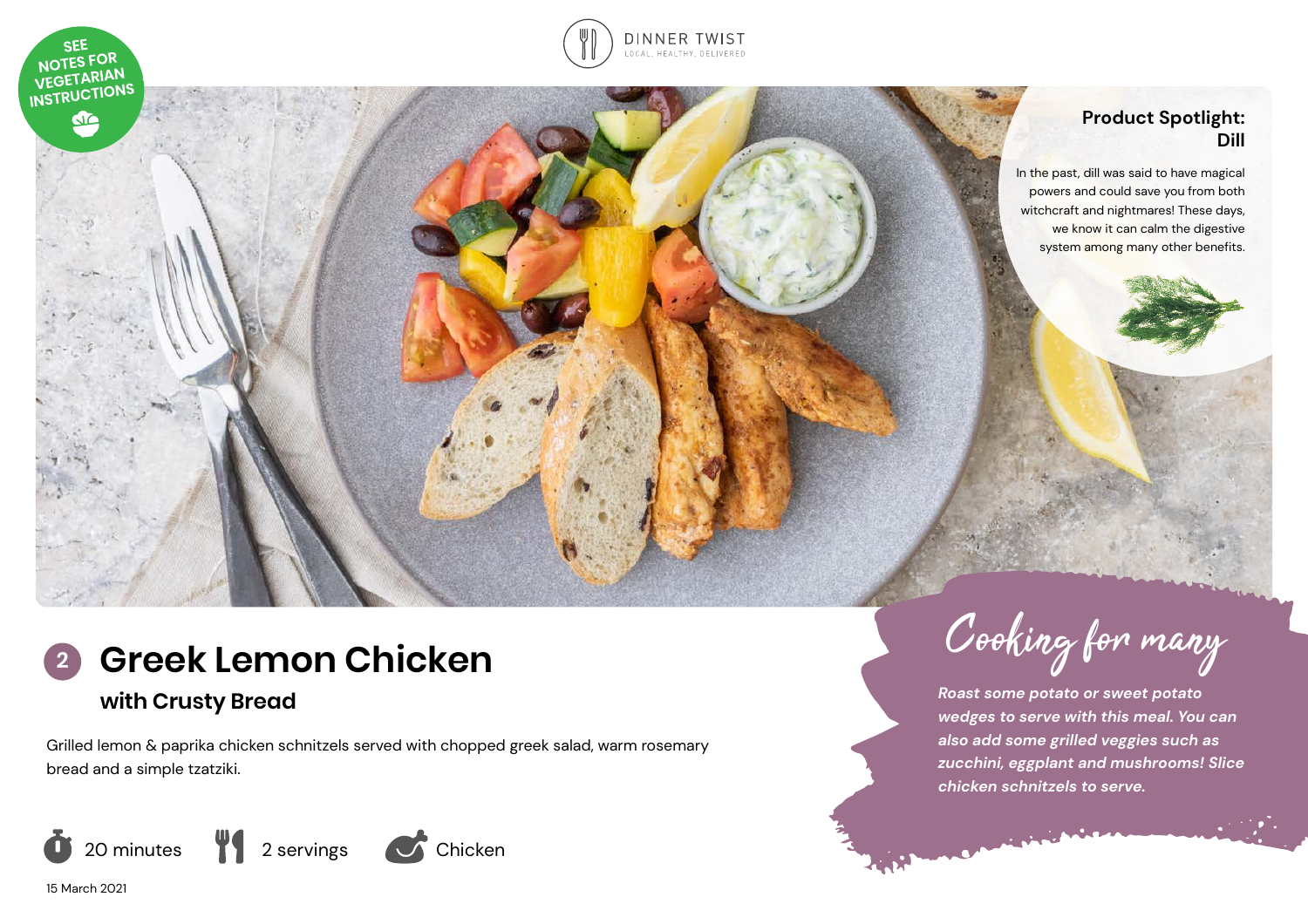SEE NOTES FOR VEGETARIAN INSTRUCTIONS

DINNER TWIST
LOCAL, HEALTHY, DELIVERED

**Product Spotlight: Dill**

In the past, dill was said to have magical powers and could save you from both witchcraft and nightmares! These days, we know it can calm the digestive system among many other benefits.

# 2 Greek Lemon Chicken

## with Crusty Bread

Grilled lemon & paprika chicken schnitzels served with chopped greek salad, warm rosemary bread and a simple tzatziki.

20 minutes | 2 servings | Chicken

15 March 2021

### Cooking for many

*Roast some potato or sweet potato wedges to serve with this meal. You can also add some grilled veggies such as zucchini, eggplant and mushrooms! Slice chicken schnitzels to serve.*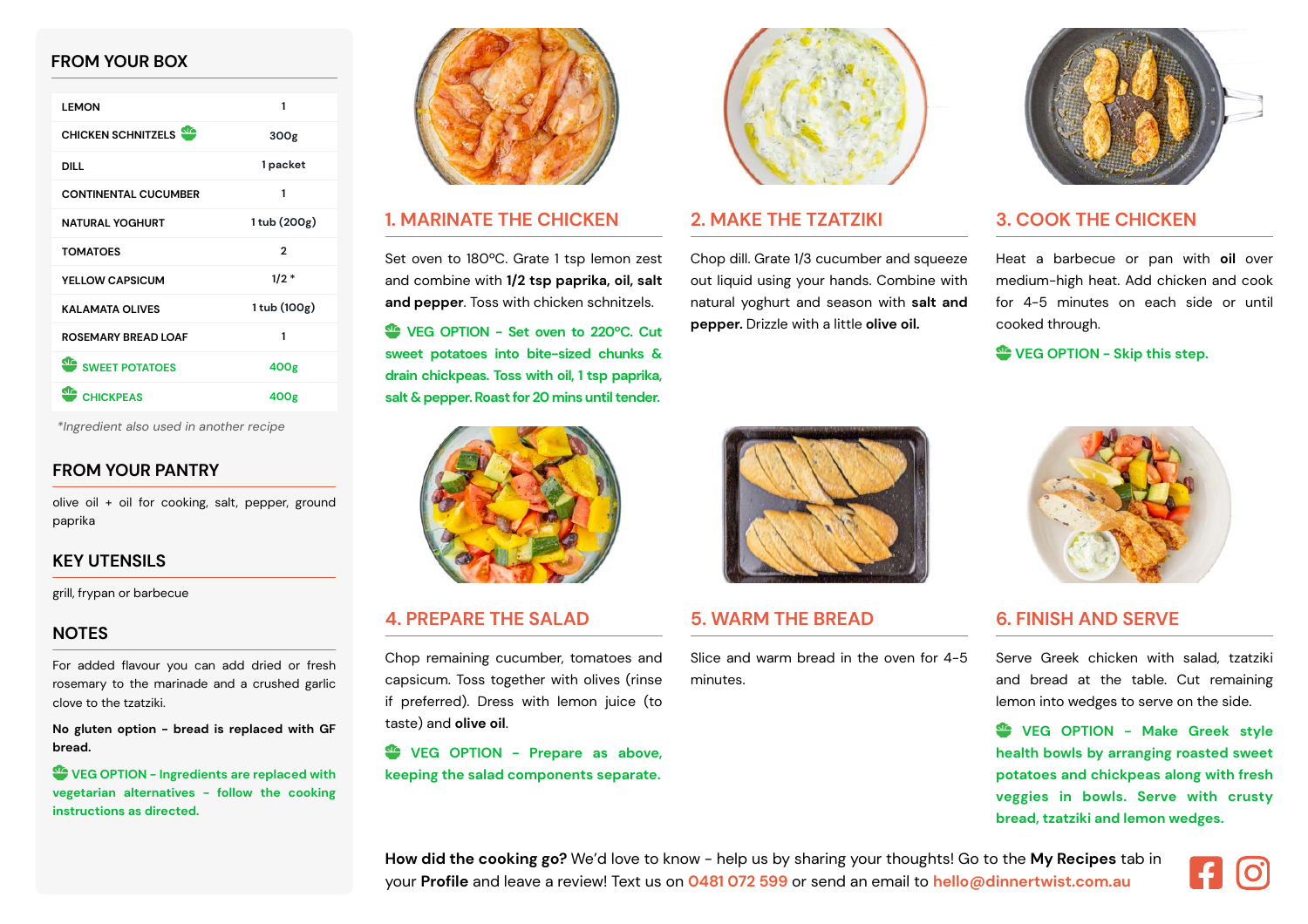## FROM YOUR BOX

| | |
|---|---|
| LEMON | 1 |
| CHICKEN SCHNITZELS | 300g |
| DILL | 1 packet |
| CONTINENTAL CUCUMBER | 1 |
| NATURAL YOGHURT | 1 tub (200g) |
| TOMATOES | 2 |
| YELLOW CAPSICUM | 1/2 * |
| KALAMATA OLIVES | 1 tub (100g) |
| ROSEMARY BREAD LOAF | 1 |
| SWEET POTATOES | 400g |
| CHICKPEAS | 400g |

*\*Ingredient also used in another recipe*

## FROM YOUR PANTRY

olive oil + oil for cooking, salt, pepper, ground paprika

## KEY UTENSILS

grill, frypan or barbecue

## NOTES

For added flavour you can add dried or fresh rosemary to the marinade and a crushed garlic clove to the tzatziki.

**No gluten option - bread is replaced with GF bread.**

**VEG OPTION - Ingredients are replaced with vegetarian alternatives - follow the cooking instructions as directed.**

## 1. MARINATE THE CHICKEN

Set oven to 180°C. Grate 1 tsp lemon zest and combine with **1/2 tsp paprika, oil, salt and pepper**. Toss with chicken schnitzels.

**VEG OPTION - Set oven to 220°C. Cut sweet potatoes into bite-sized chunks & drain chickpeas. Toss with oil, 1 tsp paprika, salt & pepper. Roast for 20 mins until tender.**

## 2. MAKE THE TZATZIKI

Chop dill. Grate 1/3 cucumber and squeeze out liquid using your hands. Combine with natural yoghurt and season with **salt and pepper.** Drizzle with a little **olive oil.**

## 3. COOK THE CHICKEN

Heat a barbecue or pan with **oil** over medium-high heat. Add chicken and cook for 4-5 minutes on each side or until cooked through.

**VEG OPTION - Skip this step.**

## 4. PREPARE THE SALAD

Chop remaining cucumber, tomatoes and capsicum. Toss together with olives (rinse if preferred). Dress with lemon juice (to taste) and **olive oil**.

**VEG OPTION - Prepare as above, keeping the salad components separate.**

## 5. WARM THE BREAD

Slice and warm bread in the oven for 4-5 minutes.

## 6. FINISH AND SERVE

Serve Greek chicken with salad, tzatziki and bread at the table. Cut remaining lemon into wedges to serve on the side.

**VEG OPTION - Make Greek style health bowls by arranging roasted sweet potatoes and chickpeas along with fresh veggies in bowls. Serve with crusty bread, tzatziki and lemon wedges.**

**How did the cooking go?** We'd love to know - help us by sharing your thoughts! Go to the **My Recipes** tab in your **Profile** and leave a review! Text us on 0481 072 599 or send an email to hello@dinnertwist.com.au